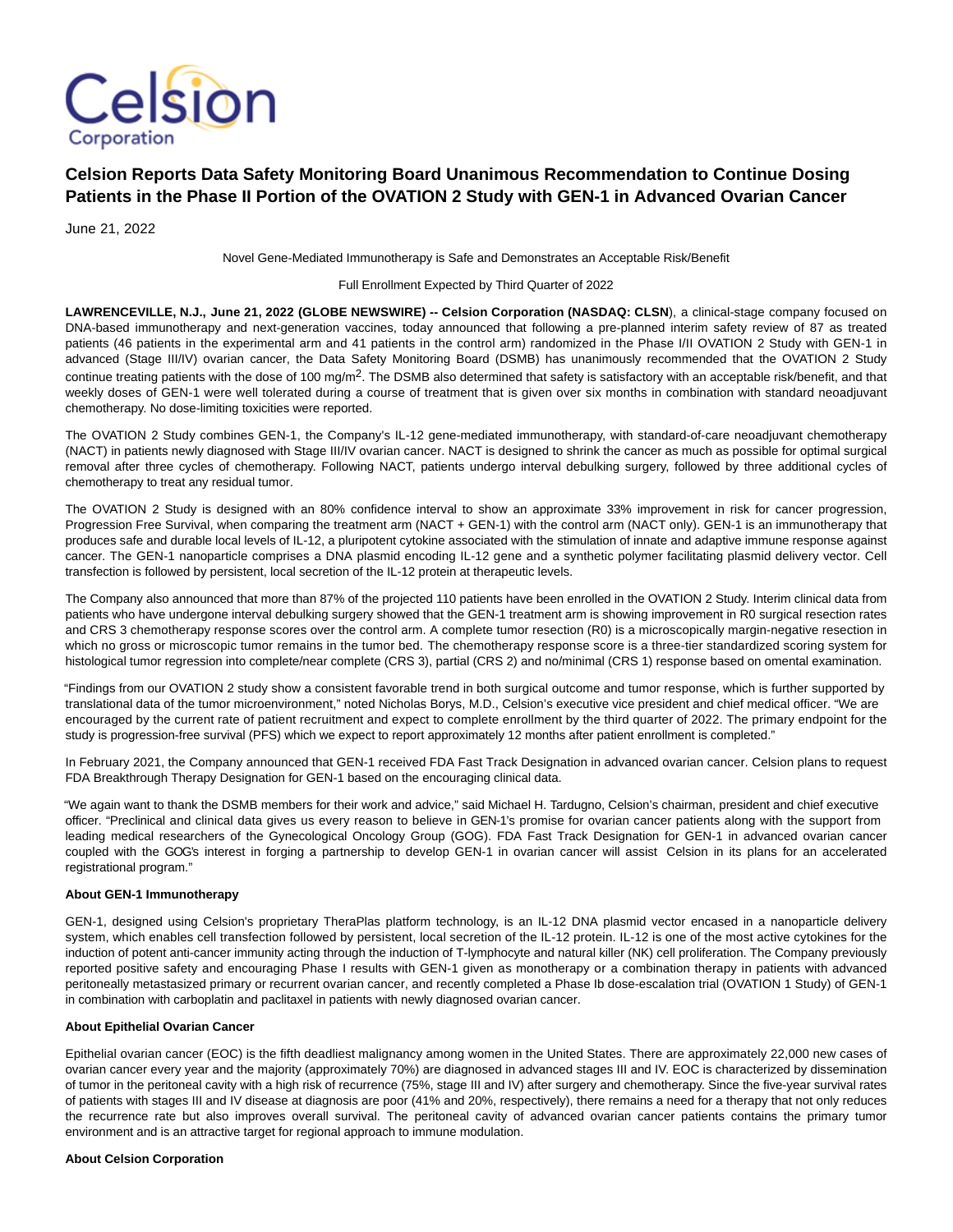# Celsion Reports Data Safety Monitoring Board Unanimous Recommendation to Continue Dosing Patients in the Phase II Portion of the OVATION 2 Study with GEN-1 in Advanced Ovarian Cancer

June 21, 2022

Novel Gene-Mediated Immunotherapy is Safe and Demonstrates an Acceptable Risk/Benefit

Full Enrollment Expected by Third Quarter of 2022

**LAWRENCEVILLE, N.J., June 21, 2022 (GLOBE NEWSWIRE) -- Celsion Corporation (NASDAQ: CLSN**), a clinical-stage company focused on DNA-based immunotherapy and next-generation vaccines, today announced that following a pre-planned interim safety review of 87 as treated patients (46 patients in the experimental arm and 41 patients in the control arm) randomized in the Phase I/II OVATION 2 Study with GEN-1 in advanced (Stage III/IV) ovarian cancer, the Data Safety Monitoring Board (DSMB) has unanimously recommended that the OVATION 2 Study continue treating patients with the dose of 100 mg/m$^2$. The DSMB also determined that safety is satisfactory with an acceptable risk/benefit, and that weekly doses of GEN-1 were well tolerated during a course of treatment that is given over six months in combination with standard neoadjuvant chemotherapy. No dose-limiting toxicities were reported.

The OVATION 2 Study combines GEN-1, the Company's IL-12 gene-mediated immunotherapy, with standard-of-care neoadjuvant chemotherapy (NACT) in patients newly diagnosed with Stage III/IV ovarian cancer. NACT is designed to shrink the cancer as much as possible for optimal surgical removal after three cycles of chemotherapy. Following NACT, patients undergo interval debulking surgery, followed by three additional cycles of chemotherapy to treat any residual tumor.

The OVATION 2 Study is designed with an 80% confidence interval to show an approximate 33% improvement in risk for cancer progression, Progression Free Survival, when comparing the treatment arm (NACT + GEN-1) with the control arm (NACT only). GEN-1 is an immunotherapy that produces safe and durable local levels of IL-12, a pluripotent cytokine associated with the stimulation of innate and adaptive immune response against cancer. The GEN-1 nanoparticle comprises a DNA plasmid encoding IL-12 gene and a synthetic polymer facilitating plasmid delivery vector. Cell transfection is followed by persistent, local secretion of the IL-12 protein at therapeutic levels.

The Company also announced that more than 87% of the projected 110 patients have been enrolled in the OVATION 2 Study. Interim clinical data from patients who have undergone interval debulking surgery showed that the GEN-1 treatment arm is showing improvement in R0 surgical resection rates and CRS 3 chemotherapy response scores over the control arm. A complete tumor resection (R0) is a microscopically margin-negative resection in which no gross or microscopic tumor remains in the tumor bed. The chemotherapy response score is a three-tier standardized scoring system for histological tumor regression into complete/near complete (CRS 3), partial (CRS 2) and no/minimal (CRS 1) response based on omental examination.

"Findings from our OVATION 2 study show a consistent favorable trend in both surgical outcome and tumor response, which is further supported by translational data of the tumor microenvironment," noted Nicholas Borys, M.D., Celsion's executive vice president and chief medical officer. "We are encouraged by the current rate of patient recruitment and expect to complete enrollment by the third quarter of 2022. The primary endpoint for the study is progression-free survival (PFS) which we expect to report approximately 12 months after patient enrollment is completed."

In February 2021, the Company announced that GEN-1 received FDA Fast Track Designation in advanced ovarian cancer. Celsion plans to request FDA Breakthrough Therapy Designation for GEN-1 based on the encouraging clinical data.

"We again want to thank the DSMB members for their work and advice," said Michael H. Tardugno, Celsion's chairman, president and chief executive officer. "Preclinical and clinical data gives us every reason to believe in GEN-1's promise for ovarian cancer patients along with the support from leading medical researchers of the Gynecological Oncology Group (GOG). FDA Fast Track Designation for GEN-1 in advanced ovarian cancer coupled with the GOG's interest in forging a partnership to develop GEN-1 in ovarian cancer will assist Celsion in its plans for an accelerated registrational program."

**About GEN-1 Immunotherapy**

GEN-1, designed using Celsion's proprietary TheraPlas platform technology, is an IL-12 DNA plasmid vector encased in a nanoparticle delivery system, which enables cell transfection followed by persistent, local secretion of the IL-12 protein. IL-12 is one of the most active cytokines for the induction of potent anti-cancer immunity acting through the induction of T-lymphocyte and natural killer (NK) cell proliferation. The Company previously reported positive safety and encouraging Phase I results with GEN-1 given as monotherapy or a combination therapy in patients with advanced peritoneally metastasized primary or recurrent ovarian cancer, and recently completed a Phase Ib dose-escalation trial (OVATION 1 Study) of GEN-1 in combination with carboplatin and paclitaxel in patients with newly diagnosed ovarian cancer.

**About Epithelial Ovarian Cancer**

Epithelial ovarian cancer (EOC) is the fifth deadliest malignancy among women in the United States. There are approximately 22,000 new cases of ovarian cancer every year and the majority (approximately 70%) are diagnosed in advanced stages III and IV. EOC is characterized by dissemination of tumor in the peritoneal cavity with a high risk of recurrence (75%, stage III and IV) after surgery and chemotherapy. Since the five-year survival rates of patients with stages III and IV disease at diagnosis are poor (41% and 20%, respectively), there remains a need for a therapy that not only reduces the recurrence rate but also improves overall survival. The peritoneal cavity of advanced ovarian cancer patients contains the primary tumor environment and is an attractive target for regional approach to immune modulation.

**About Celsion Corporation**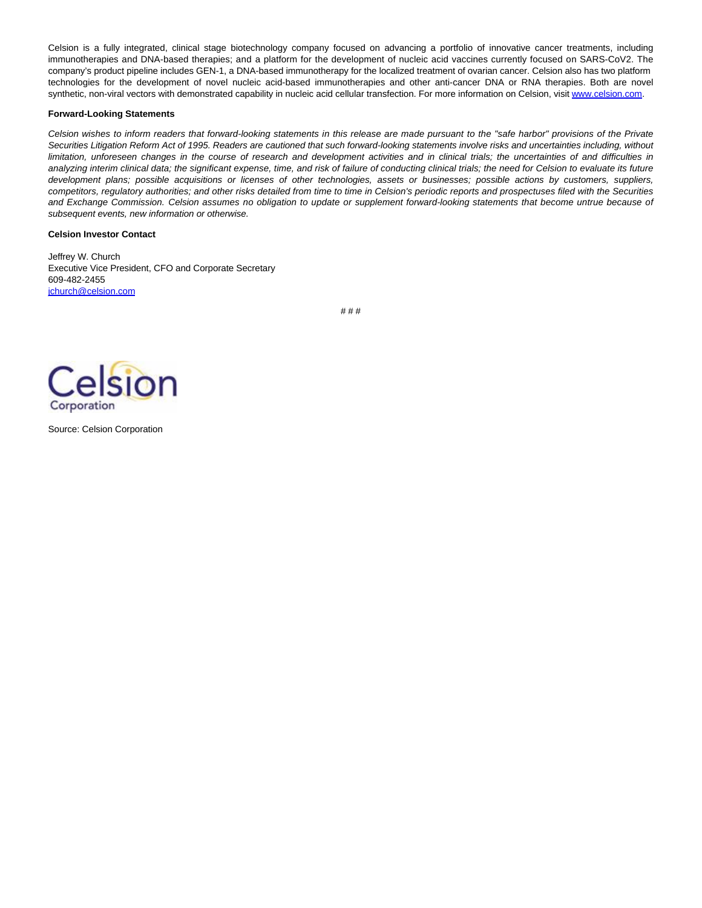Celsion is a fully integrated, clinical stage biotechnology company focused on advancing a portfolio of innovative cancer treatments, including immunotherapies and DNA-based therapies; and a platform for the development of nucleic acid vaccines currently focused on SARS-CoV2. The company's product pipeline includes GEN-1, a DNA-based immunotherapy for the localized treatment of ovarian cancer. Celsion also has two platform technologies for the development of novel nucleic acid-based immunotherapies and other anti-cancer DNA or RNA therapies. Both are novel synthetic, non-viral vectors with demonstrated capability in nucleic acid cellular transfection. For more information on Celsion, visit www.celsion.com.

**Forward-Looking Statements**

*Celsion wishes to inform readers that forward-looking statements in this release are made pursuant to the "safe harbor" provisions of the Private Securities Litigation Reform Act of 1995. Readers are cautioned that such forward-looking statements involve risks and uncertainties including, without limitation, unforeseen changes in the course of research and development activities and in clinical trials; the uncertainties of and difficulties in analyzing interim clinical data; the significant expense, time, and risk of failure of conducting clinical trials; the need for Celsion to evaluate its future development plans; possible acquisitions or licenses of other technologies, assets or businesses; possible actions by customers, suppliers, competitors, regulatory authorities; and other risks detailed from time to time in Celsion's periodic reports and prospectuses filed with the Securities and Exchange Commission. Celsion assumes no obligation to update or supplement forward-looking statements that become untrue because of subsequent events, new information or otherwise.*

**Celsion Investor Contact**

Jeffrey W. Church
Executive Vice President, CFO and Corporate Secretary
609-482-2455
jchurch@celsion.com

# # #

Celsion Corporation

Source: Celsion Corporation